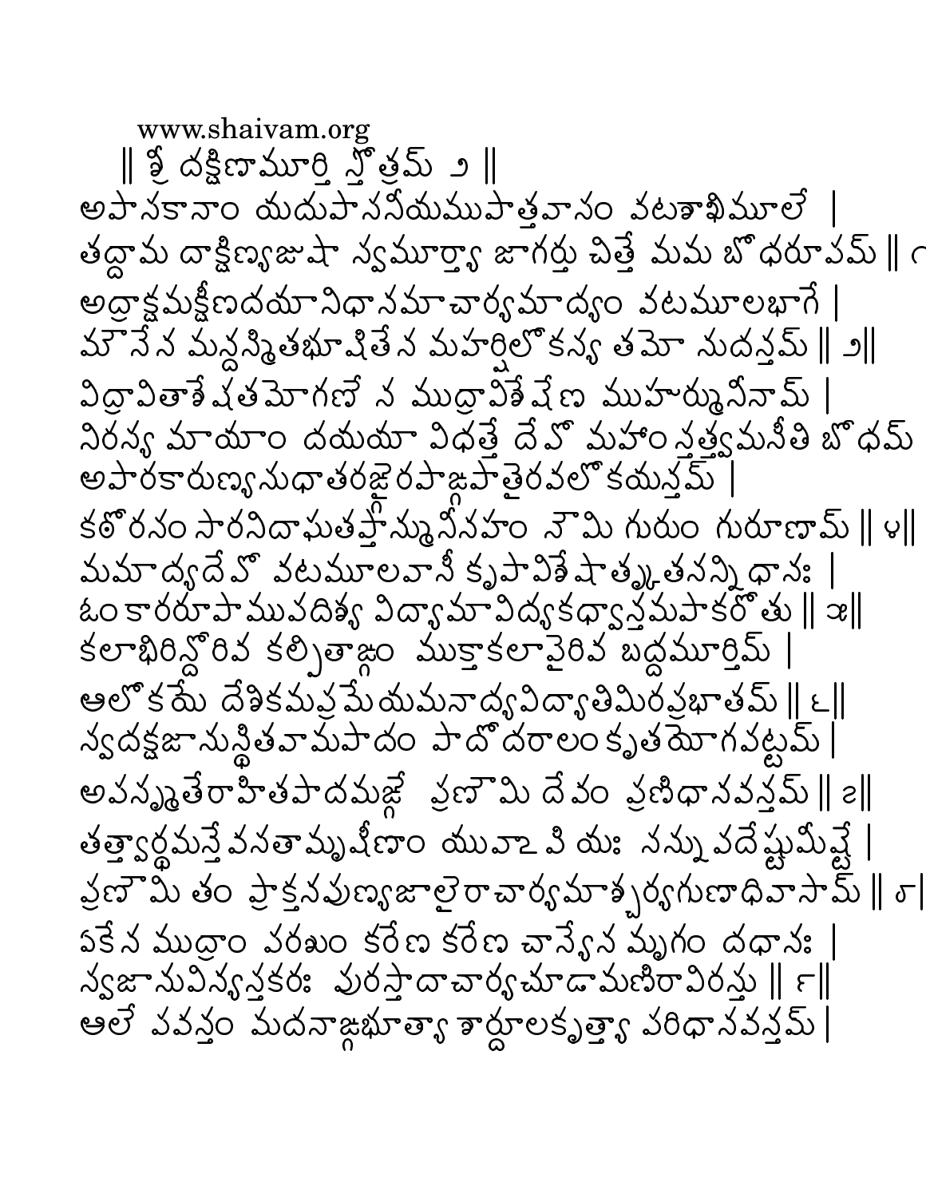www.shaivam.org

|| శ్రీ దక్షిణామూర్తి స్తోత్రమ్ ౨ ||

అపానకానాం యదుపాననీయముపాత్తవానం వటశాఖిమూలే |
తద్ధామ దాక్షిణ్యజుషా స్వమూర్త్యా జాగర్తు చిత్తే మమ బోధరూపమ్ || ౧

అద్రాక్షమక్షీణదయానిధానమాచార్యమాద్యం వటమూలభాగే |
మౌనేన మన్దస్మితభూషితేన మహర్షిలోకస్య తమో నుదన్తమ్ || ౨||

విద్రావితాశేషతమోగణేన ముద్రావిశేషేణ ముహుర్మునీనామ్ |
నిరస్య మాయాం దయయా విధత్తే దేవో మహాంస్తత్త్వమసీతి బోధమ్

అపారకారుణ్యసుధాతరఙ్గైరపాఙ్గపాతైరవలోకయన్తమ్ |
కఠోరసంసారనిదాఘతప్తాన్మునీనహం నౌమి గురుం గురూణామ్ || ౪||

మమాద్యదేవో వటమూలవాసీ కృపావిశేషాత్కృతసన్నిధానః |
ఓంకారరూపాముపదిశ్య విద్యామావిద్యకధ్వాన్తమపాకరోతు || ౫||

కలాభిరిన్దోరివ కల్పితాఙ్గం ముక్తాకలాపైరివ బద్ధమూర్తిమ్ |
ఆలోకయే దేశికమప్రమేయమనాద్యవిద్యాతిమిరప్రభాతమ్ || ౬||

స్వదక్షజానుస్థితవామపాదం పాదోదరాలంకృతయోగపట్టమ్ |
అపస్మృతేరాహితపాదమఙ్గే ప్రణౌమి దేవం ప్రణిధానవన్తమ్ || ౭||

తత్త్వార్థమన్తేవసతామృషీణాం యువాఽపి యః సన్నుపదేష్టుమీష్టే |
ప్రణౌమి తం ప్రాక్తనపుణ్యజాలైరాచార్యమాశ్చర్యగుణాధివాసమ్ || ౮|

ఏకేన ముద్రాం పరశుం కరేణ కరేణ చాన్యేన మృగం దధానః |
స్వజానువిన్యస్తకరః పురస్తాదాచార్యచూడామణిరావిరస్తు || ౯||

ఆలేపవన్తం మదనాఙ్గభూత్యా శార్దూలకృత్త్యా పరిధానవన్తమ్ |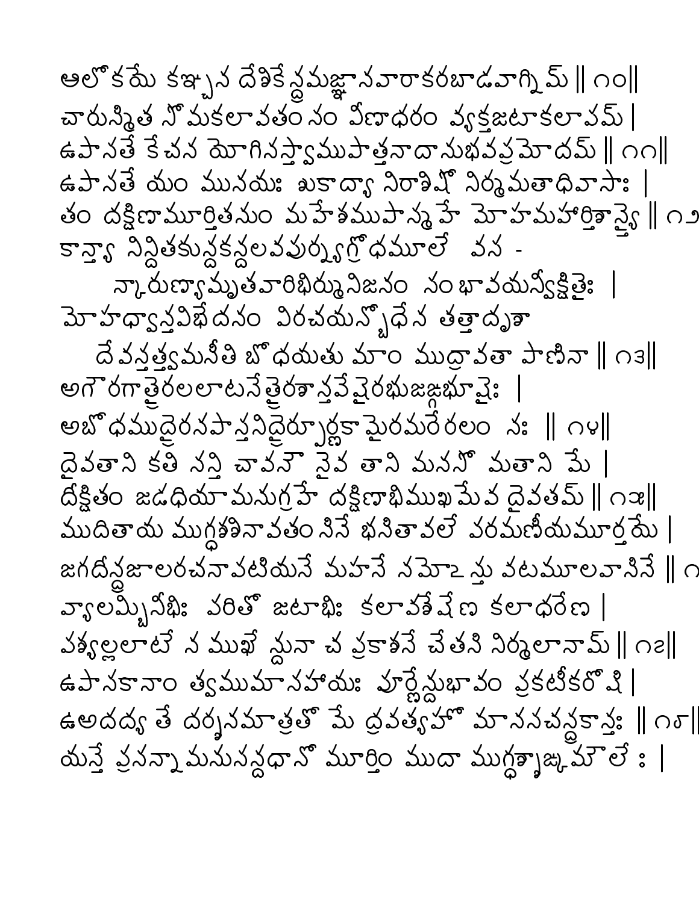ఆలోకయే కఞ్చన దేశికేన్ద్రమజ్ఞానవారాకరబాడవాగ్నిమ్ ‖ ౧౦‖
చారుస్మిత సోమకలావతంసం వీణాధరం వ్యక్తజటాకలాపమ్ |
ఉపాసతే కేచన యోగినస్త్వాముపాత్తనాదానుభవప్రమోదమ్ ‖ ౧౧‖
ఉపాసతే యం మునయః శుకాద్యా నిరాశిషో నిర్మమతాధివాసాః |
తం దక్షిణామూర్తితనుం మహేశముపాస్మహే మోహమహార్తిశాన్త్యై ‖ ౧౨
కాన్త్యా నిన్దితకున్దకన్దలవపుర్న్యగ్రోధమూలే వస -
న్కారుణ్యామృతవారిభిర్మునిజనం సంభావయన్వీక్షితైః |
మోహధ్వాన్తవిభేదనం విరచయన్బోధేన తత్తాదృశా
దేవస్తత్త్వమసీతి బోధయతు మాం ముద్రావతా పాణినా ‖ ౧౩‖
అగౌరగాత్రైరలలాటనేత్రైరశాన్తవేషైరభుజఙ్గభూషైః |
అబోధముద్రైరనపాస్తనిద్రైరపూర్ణకామైరమరైరలం నః ‖ ౧౪‖
దైవతాని కతి సన్తి చావనౌ నైవ తాని మనసో మతాని మే |
దీక్షితం జడధియామనుగ్రహే దక్షిణాభిముఖమేవ దైవతమ్ ‖ ౧౫‖
ముదితాయ ముగ్ధశశినావతంసినే భసితావలేపరమణీయమూర్తయే |
జగదిన్ద్రజాలరచనాపటీయసే మహసే నమోఽస్తు వటమూలవాసినే ‖ ౧
వ్యాలమ్బినీభిః పరితో జటాభిః కలావశేషేణ కలాధరేణ |
పశ్యల్లలాటేన ముఖేన్దునా చ ప్రకాశసే చేతసి నిర్మలానామ్ ‖ ౧౭‖
ఉపాసకానాం త్వముమాసహాయః పూర్ణేన్దుభావం ప్రకటీకరోషి |
యదద్య తే దర్శనమాత్రతో మే ద్రవత్యహో మానసచన్ద్రకాన్తః ‖ ౧౮‖
యస్తే ప్రసన్నామనుసన్దధానో మూర్తిం ముదా ముగ్ధశశాఙ్కమౌలేః |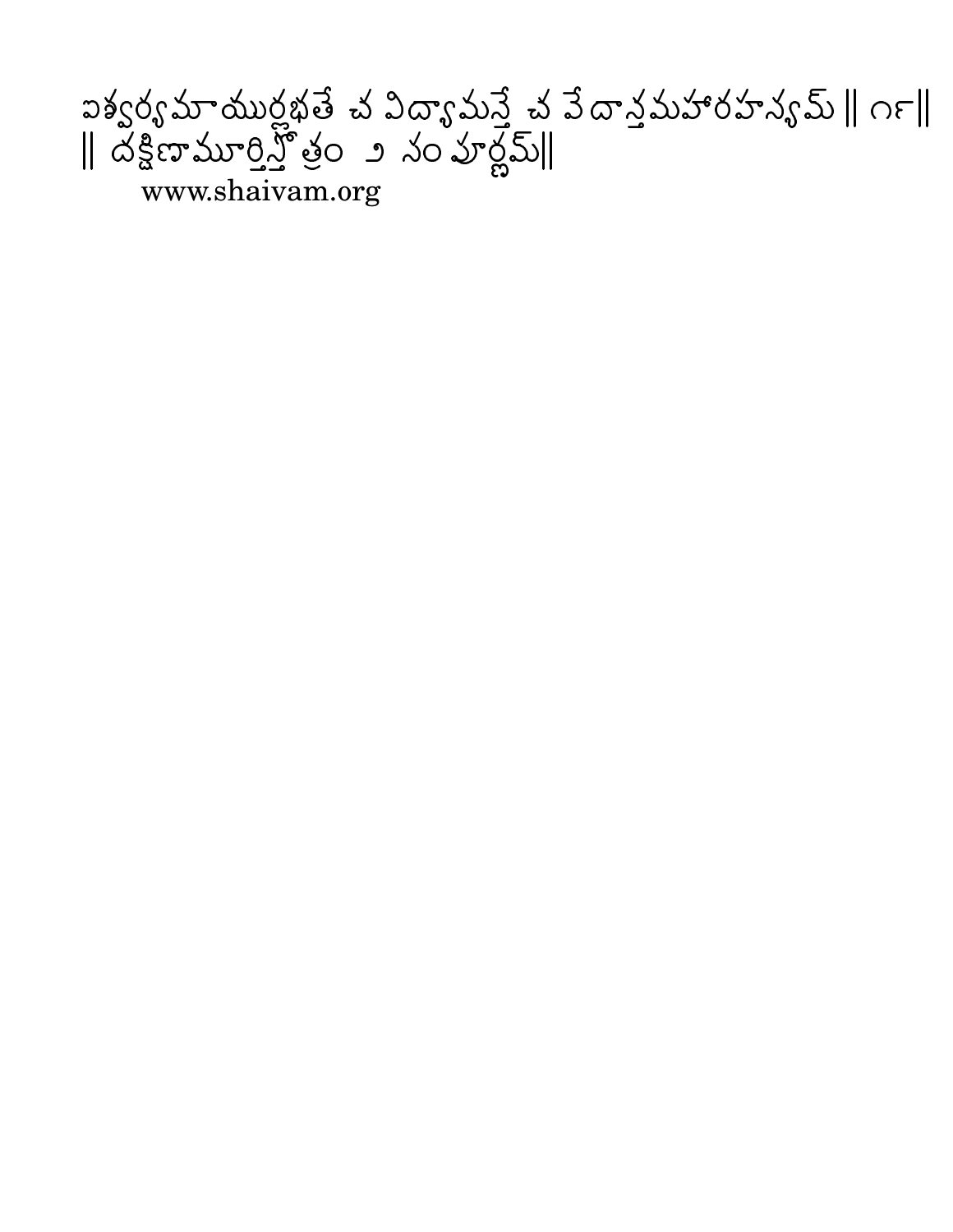ఐశ్వర్యమాయుర్లభతే చ విద్యామన్తే చ వేదాన్తమహారహస్యమ్ ॥ ౧౯॥

॥ దక్షిణామూర్తిస్తోత్రం ౨ సంపూర్ణమ్॥

www.shaivam.org